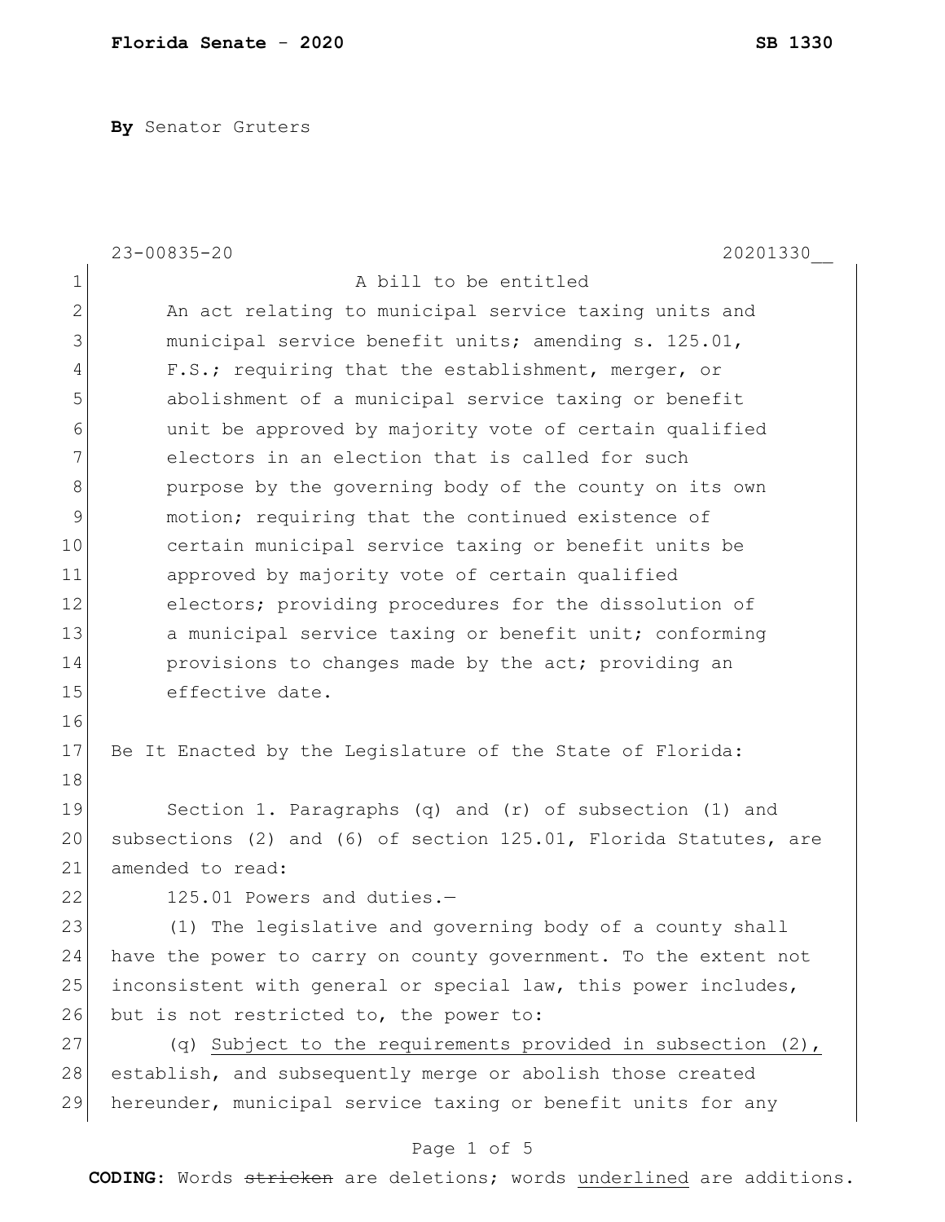**Florida Senate - 2020** **SB 1330**

**By** Senator Gruters

23-00835-20 20201330__

A bill to be entitled

An act relating to municipal service taxing units and municipal service benefit units; amending s. 125.01, F.S.; requiring that the establishment, merger, or abolishment of a municipal service taxing or benefit unit be approved by majority vote of certain qualified electors in an election that is called for such purpose by the governing body of the county on its own motion; requiring that the continued existence of certain municipal service taxing or benefit units be approved by majority vote of certain qualified electors; providing procedures for the dissolution of a municipal service taxing or benefit unit; conforming provisions to changes made by the act; providing an effective date.

Be It Enacted by the Legislature of the State of Florida:

Section 1. Paragraphs (q) and (r) of subsection (1) and subsections (2) and (6) of section 125.01, Florida Statutes, are amended to read:

125.01 Powers and duties.—

(1) The legislative and governing body of a county shall have the power to carry on county government. To the extent not inconsistent with general or special law, this power includes, but is not restricted to, the power to:

(q) <u>Subject to the requirements provided in subsection (2),</u> establish, and subsequently merge or abolish those created hereunder, municipal service taxing or benefit units for any

**CODING:** Words ~~stricken~~ are deletions; words <u>underlined</u> are additions.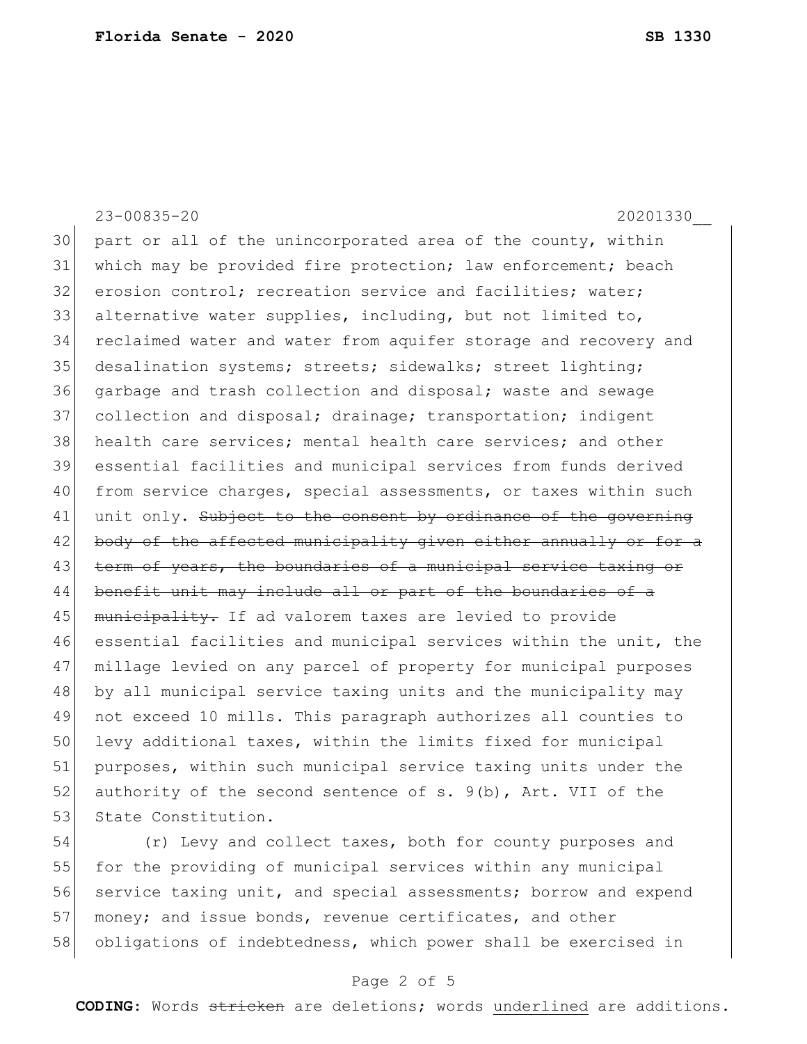part or all of the unincorporated area of the county, within which may be provided fire protection; law enforcement; beach erosion control; recreation service and facilities; water; alternative water supplies, including, but not limited to, reclaimed water and water from aquifer storage and recovery and desalination systems; streets; sidewalks; street lighting; garbage and trash collection and disposal; waste and sewage collection and disposal; drainage; transportation; indigent health care services; mental health care services; and other essential facilities and municipal services from funds derived from service charges, special assessments, or taxes within such unit only. ~~Subject to the consent by ordinance of the governing body of the affected municipality given either annually or for a term of years, the boundaries of a municipal service taxing or benefit unit may include all or part of the boundaries of a municipality.~~ If ad valorem taxes are levied to provide essential facilities and municipal services within the unit, the millage levied on any parcel of property for municipal purposes by all municipal service taxing units and the municipality may not exceed 10 mills. This paragraph authorizes all counties to levy additional taxes, within the limits fixed for municipal purposes, within such municipal service taxing units under the authority of the second sentence of s. 9(b), Art. VII of the State Constitution.

(r) Levy and collect taxes, both for county purposes and for the providing of municipal services within any municipal service taxing unit, and special assessments; borrow and expend money; and issue bonds, revenue certificates, and other obligations of indebtedness, which power shall be exercised in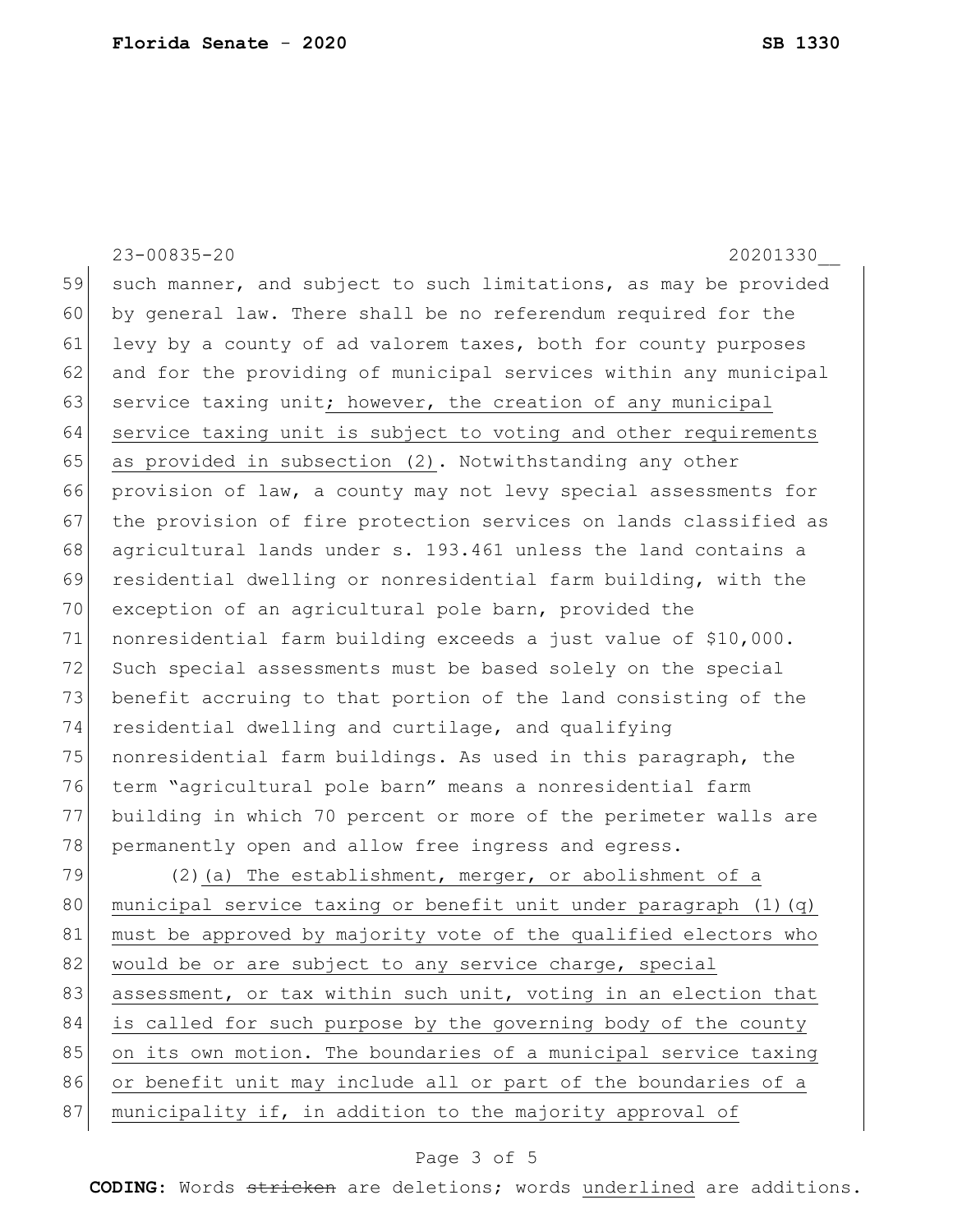such manner, and subject to such limitations, as may be provided by general law. There shall be no referendum required for the levy by a county of ad valorem taxes, both for county purposes and for the providing of municipal services within any municipal service taxing unit<u>; however, the creation of any municipal service taxing unit is subject to voting and other requirements as provided in subsection (2)</u>. Notwithstanding any other provision of law, a county may not levy special assessments for the provision of fire protection services on lands classified as agricultural lands under s. 193.461 unless the land contains a residential dwelling or nonresidential farm building, with the exception of an agricultural pole barn, provided the nonresidential farm building exceeds a just value of $10,000. Such special assessments must be based solely on the special benefit accruing to that portion of the land consisting of the residential dwelling and curtilage, and qualifying nonresidential farm buildings. As used in this paragraph, the term "agricultural pole barn" means a nonresidential farm building in which 70 percent or more of the perimeter walls are permanently open and allow free ingress and egress.

(2)<u>(a) The establishment, merger, or abolishment of a municipal service taxing or benefit unit under paragraph (1)(q) must be approved by majority vote of the qualified electors who would be or are subject to any service charge, special assessment, or tax within such unit, voting in an election that is called for such purpose by the governing body of the county on its own motion. The boundaries of a municipal service taxing or benefit unit may include all or part of the boundaries of a municipality if, in addition to the majority approval of</u>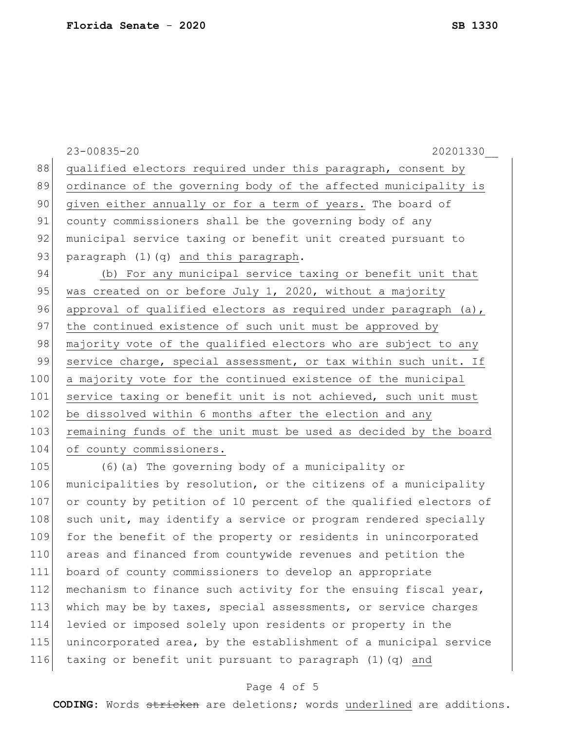qualified electors required under this paragraph, consent by ordinance of the governing body of the affected municipality is given either annually or for a term of years. The board of county commissioners shall be the governing body of any municipal service taxing or benefit unit created pursuant to paragraph (1)(q) and this paragraph.

(b) For any municipal service taxing or benefit unit that was created on or before July 1, 2020, without a majority approval of qualified electors as required under paragraph (a), the continued existence of such unit must be approved by majority vote of the qualified electors who are subject to any service charge, special assessment, or tax within such unit. If a majority vote for the continued existence of the municipal service taxing or benefit unit is not achieved, such unit must be dissolved within 6 months after the election and any remaining funds of the unit must be used as decided by the board of county commissioners.

(6)(a) The governing body of a municipality or municipalities by resolution, or the citizens of a municipality or county by petition of 10 percent of the qualified electors of such unit, may identify a service or program rendered specially for the benefit of the property or residents in unincorporated areas and financed from countywide revenues and petition the board of county commissioners to develop an appropriate mechanism to finance such activity for the ensuing fiscal year, which may be by taxes, special assessments, or service charges levied or imposed solely upon residents or property in the unincorporated area, by the establishment of a municipal service taxing or benefit unit pursuant to paragraph (1)(q) and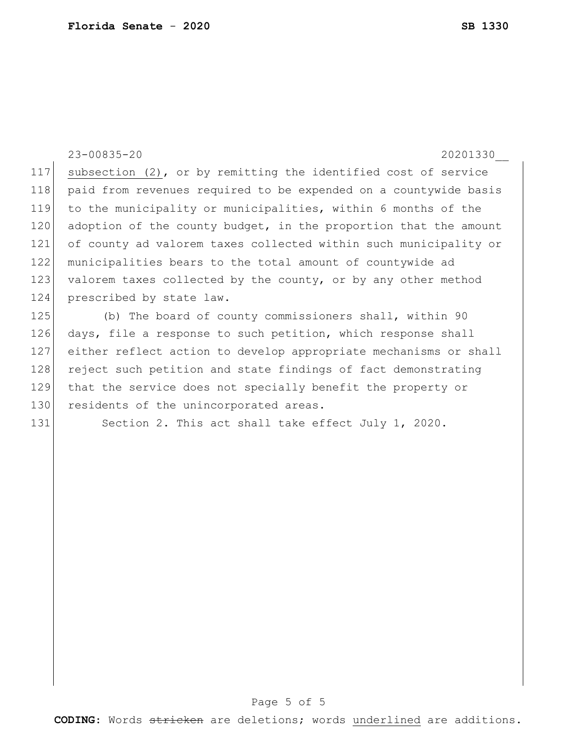23-00835-20 20201330__

117 subsection (2), or by remitting the identified cost of service
118 paid from revenues required to be expended on a countywide basis
119 to the municipality or municipalities, within 6 months of the
120 adoption of the county budget, in the proportion that the amount
121 of county ad valorem taxes collected within such municipality or
122 municipalities bears to the total amount of countywide ad
123 valorem taxes collected by the county, or by any other method
124 prescribed by state law.

125 (b) The board of county commissioners shall, within 90
126 days, file a response to such petition, which response shall
127 either reflect action to develop appropriate mechanisms or shall
128 reject such petition and state findings of fact demonstrating
129 that the service does not specially benefit the property or
130 residents of the unincorporated areas.

131 Section 2. This act shall take effect July 1, 2020.

**CODING:** Words ~~stricken~~ are deletions; words underlined are additions.